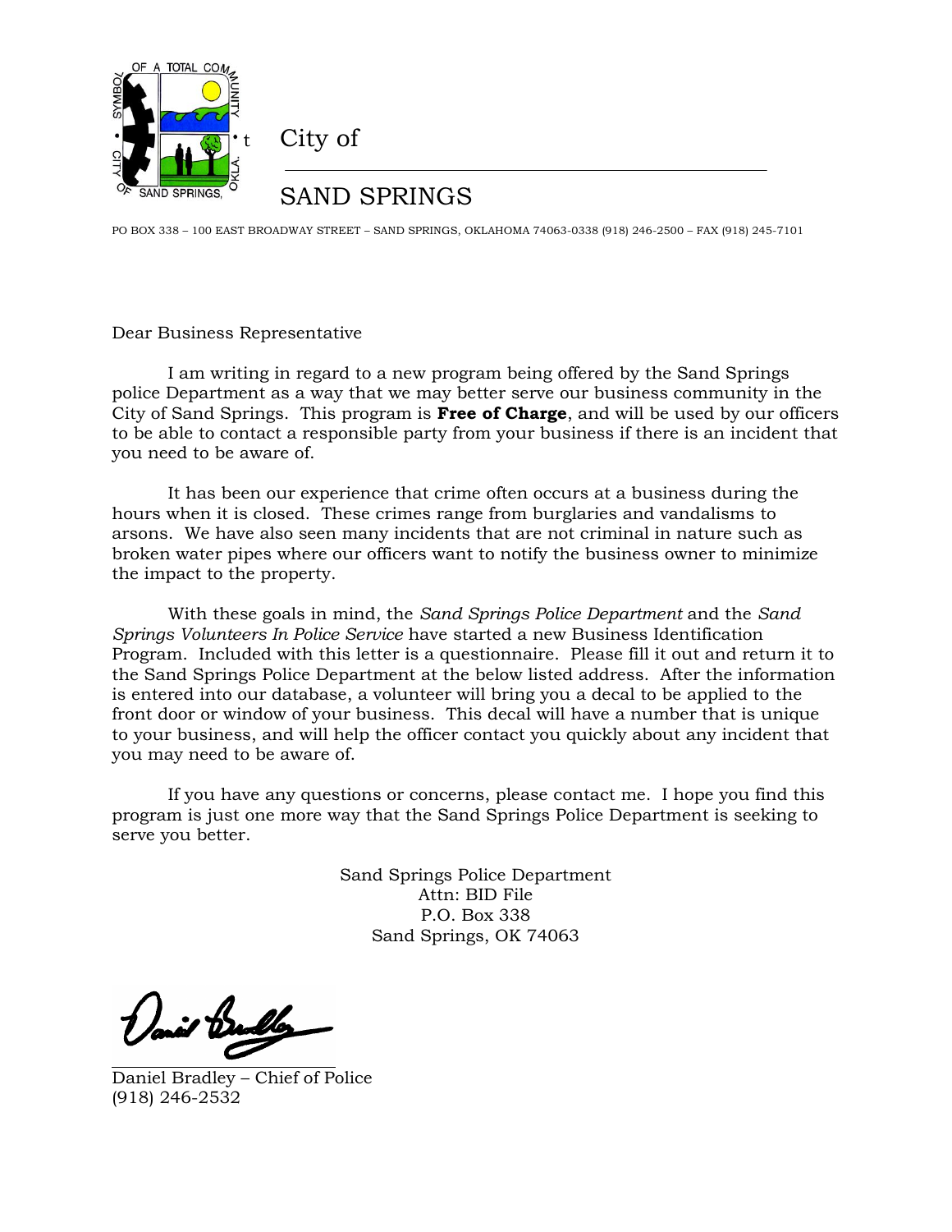City of

SAND SPRINGS

PO BOX 338 – 100 EAST BROADWAY STREET – SAND SPRINGS, OKLAHOMA 74063-0338 (918) 246-2500 – FAX (918) 245-7101

Dear Business Representative

I am writing in regard to a new program being offered by the Sand Springs police Department as a way that we may better serve our business community in the City of Sand Springs. This program is **Free of Charge**, and will be used by our officers to be able to contact a responsible party from your business if there is an incident that you need to be aware of.

It has been our experience that crime often occurs at a business during the hours when it is closed. These crimes range from burglaries and vandalisms to arsons. We have also seen many incidents that are not criminal in nature such as broken water pipes where our officers want to notify the business owner to minimize the impact to the property.

With these goals in mind, the *Sand Springs Police Department* and the *Sand Springs Volunteers In Police Service* have started a new Business Identification Program. Included with this letter is a questionnaire. Please fill it out and return it to the Sand Springs Police Department at the below listed address. After the information is entered into our database, a volunteer will bring you a decal to be applied to the front door or window of your business. This decal will have a number that is unique to your business, and will help the officer contact you quickly about any incident that you may need to be aware of.

If you have any questions or concerns, please contact me. I hope you find this program is just one more way that the Sand Springs Police Department is seeking to serve you better.

Sand Springs Police Department
Attn: BID File
P.O. Box 338
Sand Springs, OK 74063

Daniel Bradley – Chief of Police
(918) 246-2532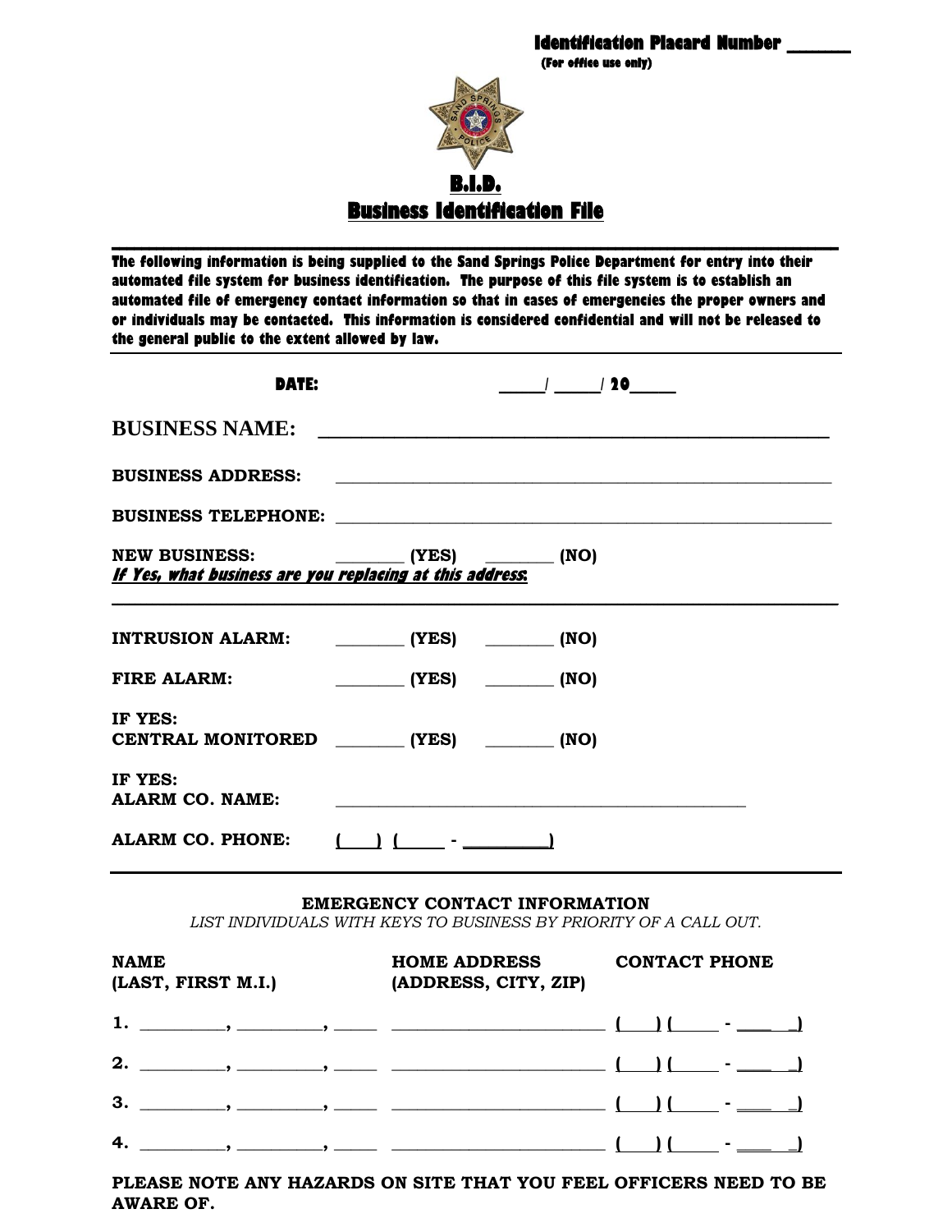**Identification Placard Number _______**
**(For office use only)**

# B.I.D.
## Business Identification File

**The following information is being supplied to the Sand Springs Police Department for entry into their automated file system for business identification. The purpose of this file system is to establish an automated file of emergency contact information so that in cases of emergencies the proper owners and or individuals may be contacted. This information is considered confidential and will not be released to the general public to the extent allowed by law.**

**DATE:** _____/ _____/ 20_____

**BUSINESS NAME:** ____________________________________________

**BUSINESS ADDRESS:** ____________________________________________

**BUSINESS TELEPHONE:** ____________________________________________

**NEW BUSINESS:** ________ **(YES)** ________ **(NO)**

***If Yes, what business are you replacing at this address:***

**INTRUSION ALARM:** ________ **(YES)** ________ **(NO)**

**FIRE ALARM:** ________ **(YES)** ________ **(NO)**

**IF YES:**
**CENTRAL MONITORED** ________ **(YES)** ________ **(NO)**

**IF YES:**
**ALARM CO. NAME:** ____________________________________________

**ALARM CO. PHONE:** (___) (_____ - _________)

### EMERGENCY CONTACT INFORMATION

*LIST INDIVIDUALS WITH KEYS TO BUSINESS BY PRIORITY OF A CALL OUT.*

| NAME (LAST, FIRST M.I.) | HOME ADDRESS (ADDRESS, CITY, ZIP) | CONTACT PHONE |
|---|---|---|
| 1. _________, _________, _____ | ________________________ | (___) (_____ - _____) |
| 2. _________, _________, _____ | ________________________ | (___) (_____ - _____) |
| 3. _________, _________, _____ | ________________________ | (___) (_____ - _____) |
| 4. _________, _________, _____ | ________________________ | (___) (_____ - _____) |

**PLEASE NOTE ANY HAZARDS ON SITE THAT YOU FEEL OFFICERS NEED TO BE AWARE OF.**